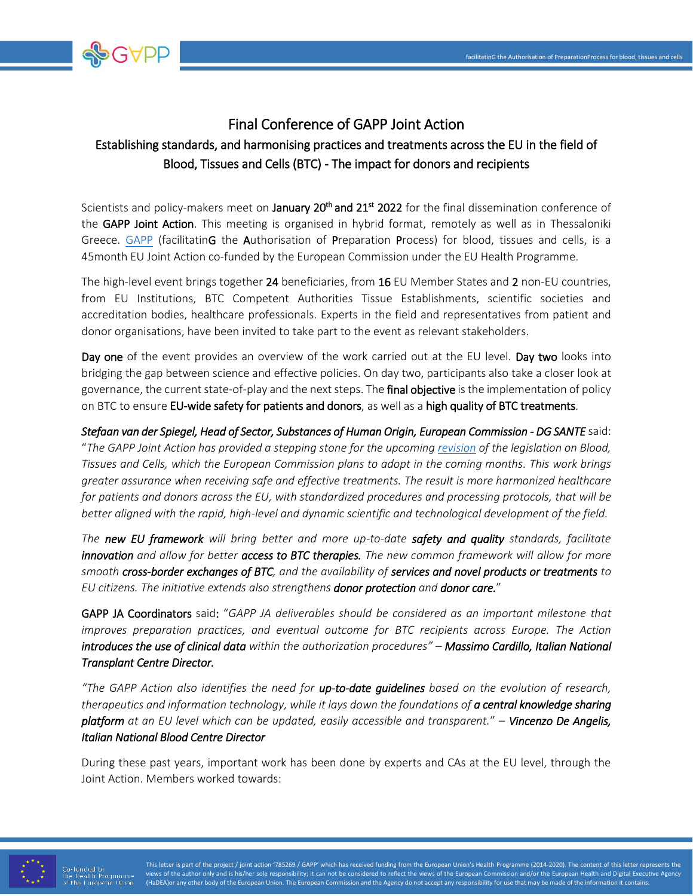# Final Conference of GAPP Joint Action

## Establishing standards, and harmonising practices and treatments across the EU in the field of Blood, Tissues and Cells (BTC) - The impact for donors and recipients

Scientists and policy-makers meet on **January 20th and 21st 2022** for the final dissemination conference of the **GAPP Joint Action**. This meeting is organised in hybrid format, remotely as well as in Thessaloniki Greece. GAPP (facilitatinG the Authorisation of Preparation Process) for blood, tissues and cells, is a 45month EU Joint Action co-funded by the European Commission under the EU Health Programme.

The high-level event brings together **24** beneficiaries, from **16** EU Member States and **2** non-EU countries, from EU Institutions, BTC Competent Authorities Tissue Establishments, scientific societies and accreditation bodies, healthcare professionals. Experts in the field and representatives from patient and donor organisations, have been invited to take part to the event as relevant stakeholders.

**Day one** of the event provides an overview of the work carried out at the EU level. **Day two** looks into bridging the gap between science and effective policies. On day two, participants also take a closer look at governance, the current state-of-play and the next steps. The **final objective** is the implementation of policy on BTC to ensure **EU-wide safety for patients and donors**, as well as a **high quality of BTC treatments**.

***Stefaan van der Spiegel, Head of Sector, Substances of Human Origin, European Commission - DG SANTE*** said: "*The GAPP Joint Action has provided a stepping stone for the upcoming revision of the legislation on Blood, Tissues and Cells, which the European Commission plans to adopt in the coming months. This work brings greater assurance when receiving safe and effective treatments. The result is more harmonized healthcare for patients and donors across the EU, with standardized procedures and processing protocols, that will be better aligned with the rapid, high-level and dynamic scientific and technological development of the field.*

*The **new EU framework** will bring better and more up-to-date **safety and quality** standards, facilitate **innovation** and allow for better **access to BTC therapies.** The new common framework will allow for more smooth **cross-border exchanges of BTC**, and the availability of **services and novel products or treatments** to EU citizens. The initiative extends also strengthens **donor protection** and **donor care.***"

**GAPP JA Coordinators** said: "*GAPP JA deliverables should be considered as an important milestone that improves preparation practices, and eventual outcome for BTC recipients across Europe. The Action **introduces the use of clinical data** within the authorization procedures*" – ***Massimo Cardillo, Italian National Transplant Centre Director.***

*"The GAPP Action also identifies the need for **up-to-date guidelines** based on the evolution of research, therapeutics and information technology, while it lays down the foundations of **a central knowledge sharing platform** at an EU level which can be updated, easily accessible and transparent."* – ***Vincenzo De Angelis, Italian National Blood Centre Director***

During these past years, important work has been done by experts and CAs at the EU level, through the Joint Action. Members worked towards: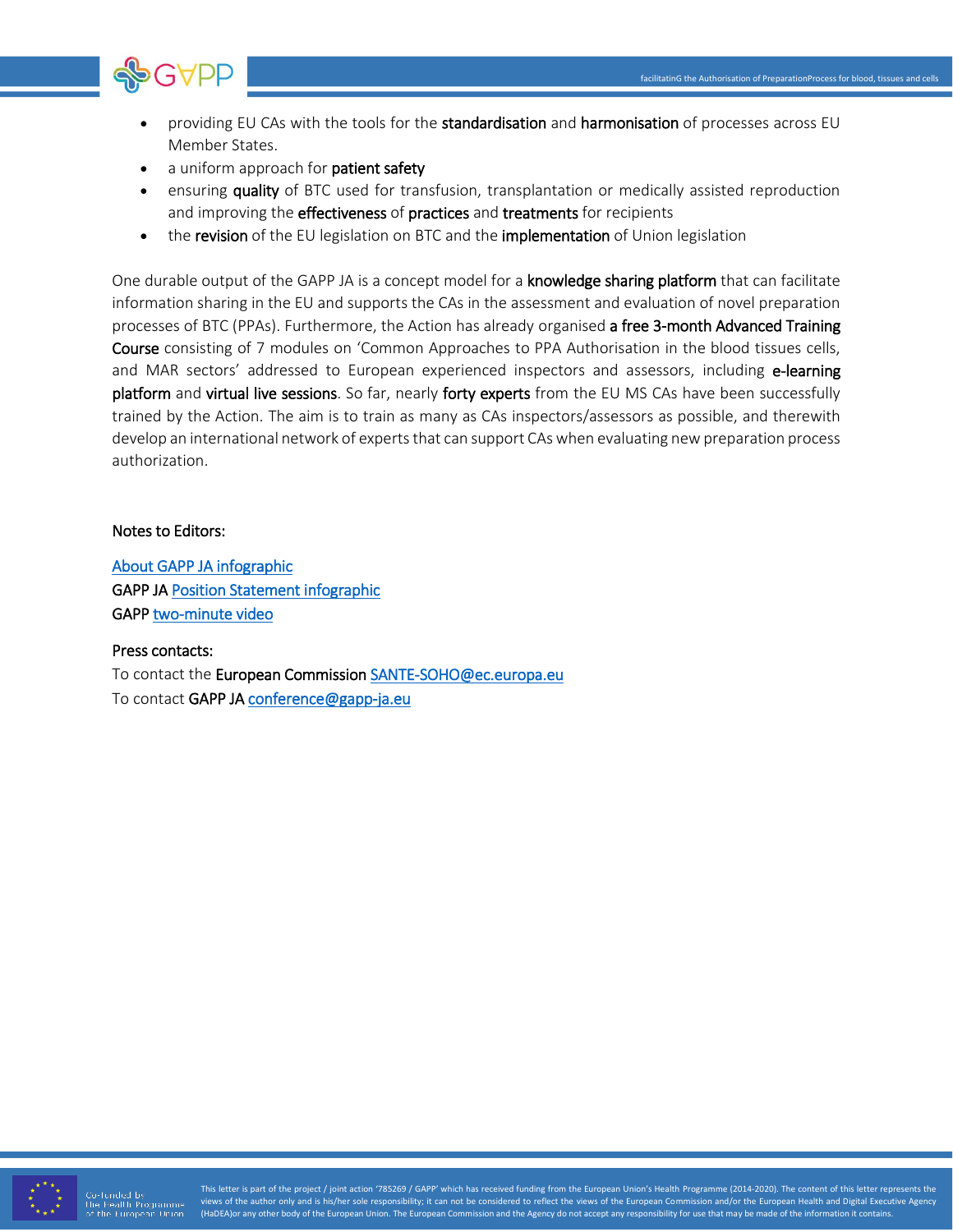- providing EU CAs with the tools for the **standardisation** and **harmonisation** of processes across EU Member States.
- a uniform approach for **patient safety**
- ensuring **quality** of BTC used for transfusion, transplantation or medically assisted reproduction and improving the **effectiveness** of **practices** and **treatments** for recipients
- the **revision** of the EU legislation on BTC and the **implementation** of Union legislation

One durable output of the GAPP JA is a concept model for a **knowledge sharing platform** that can facilitate information sharing in the EU and supports the CAs in the assessment and evaluation of novel preparation processes of BTC (PPAs). Furthermore, the Action has already organised **a free 3-month Advanced Training Course** consisting of 7 modules on 'Common Approaches to PPA Authorisation in the blood tissues cells, and MAR sectors' addressed to European experienced inspectors and assessors, including **e-learning platform** and **virtual live sessions**. So far, nearly **forty experts** from the EU MS CAs have been successfully trained by the Action. The aim is to train as many as CAs inspectors/assessors as possible, and therewith develop an international network of experts that can support CAs when evaluating new preparation process authorization.

Notes to Editors:

[About GAPP JA infographic]
GAPP JA [Position Statement infographic]
GAPP [two-minute video]

Press contacts:
To contact the **European Commission** SANTE-SOHO@ec.europa.eu
To contact **GAPP JA** conference@gapp-ja.eu

Co-funded by the Health Programme of the European Union

This letter is part of the project / joint action '785269 / GAPP' which has received funding from the European Union's Health Programme (2014-2020). The content of this letter represents the views of the author only and is his/her sole responsibility; it can not be considered to reflect the views of the European Commission and/or the European Health and Digital Executive Agency (HaDEA)or any other body of the European Union. The European Commission and the Agency do not accept any responsibility for use that may be made of the information it contains.